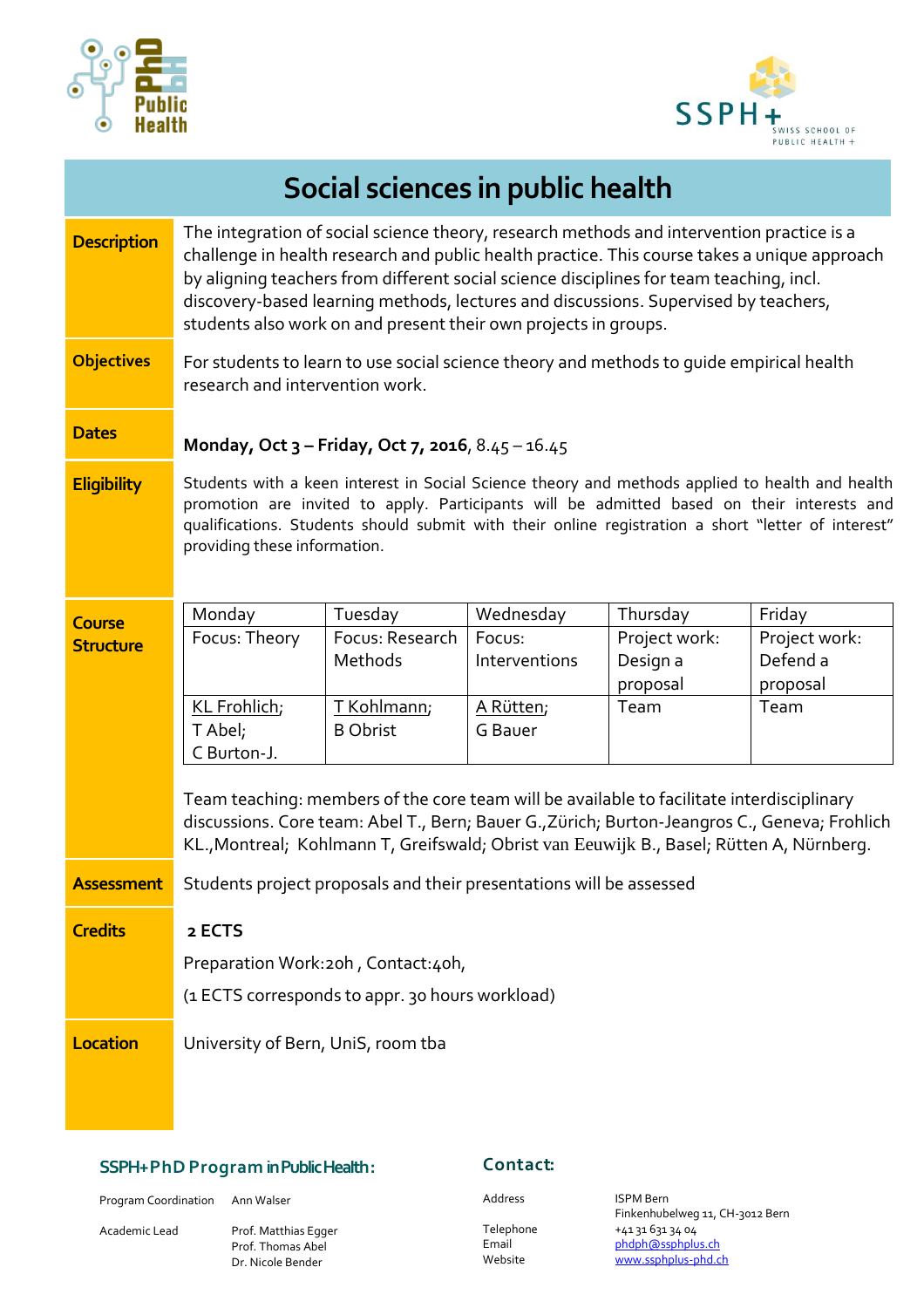# Social sciences in public health

**Description**

The integration of social science theory, research methods and intervention practice is a challenge in health research and public health practice. This course takes a unique approach by aligning teachers from different social science disciplines for team teaching, incl. discovery-based learning methods, lectures and discussions. Supervised by teachers, students also work on and present their own projects in groups.

**Objectives**

For students to learn to use social science theory and methods to guide empirical health research and intervention work.

**Dates**

**Monday, Oct 3 – Friday, Oct 7, 2016**, 8.45 – 16.45

**Eligibility**

Students with a keen interest in Social Science theory and methods applied to health and health promotion are invited to apply. Participants will be admitted based on their interests and qualifications. Students should submit with their online registration a short "letter of interest" providing these information.

**Course Structure**

| Monday | Tuesday | Wednesday | Thursday | Friday |
|---|---|---|---|---|
| Focus: Theory | Focus: Research Methods | Focus: Interventions | Project work: Design a proposal | Project work: Defend a proposal |
| KL Frohlich; T Abel; C Burton-J. | T Kohlmann; B Obrist | A Rütten; G Bauer | Team | Team |

Team teaching: members of the core team will be available to facilitate interdisciplinary discussions. Core team: Abel T., Bern; Bauer G.,Zürich; Burton-Jeangros C., Geneva; Frohlich KL.,Montreal; Kohlmann T, Greifswald; Obrist van Eeuwijk B., Basel; Rütten A, Nürnberg.

**Assessment**

Students project proposals and their presentations will be assessed

**Credits**

**2 ECTS**

Preparation Work:20h , Contact:40h,

(1 ECTS corresponds to appr. 30 hours workload)

**Location**

University of Bern, UniS, room tba

## SSPH+ PhD Program in Public Health:

Program Coordination: Ann Walser

Academic Lead: Prof. Matthias Egger, Prof. Thomas Abel, Dr. Nicole Bender

## Contact:

Address: ISPM Bern, Finkenhubelweg 11, CH-3012 Bern

Telephone: +41 31 631 34 04

Email: phdph@ssphplus.ch

Website: www.ssphplus-phd.ch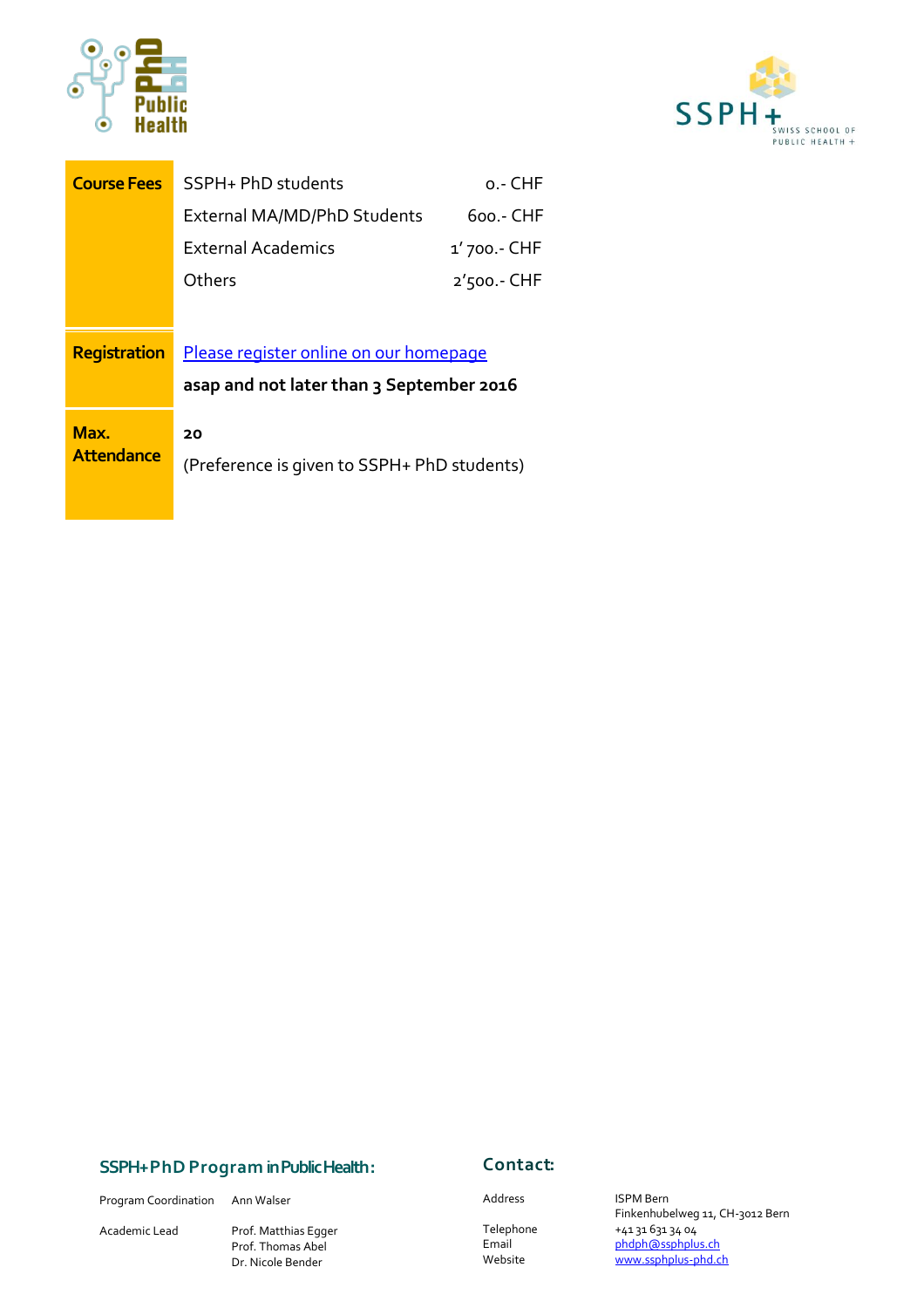| | | |
|---|---|---|
| **Course Fees** | SSPH+ PhD students | 0.- CHF |
| | External MA/MD/PhD Students | 600.- CHF |
| | External Academics | 1' 700.- CHF |
| | Others | 2'500.- CHF |
| **Registration** | Please register online on our homepage<br>**asap and not later than 3 September 2016** | |
| **Max. Attendance** | **20**<br>(Preference is given to SSPH+ PhD students) | |

**SSPH+ PhD Program in Public Health:**

| | |
|---|---|
| Program Coordination | Ann Walser |
| Academic Lead | Prof. Matthias Egger<br>Prof. Thomas Abel<br>Dr. Nicole Bender |

**Contact:**

| | |
|---|---|
| Address | ISPM Bern<br>Finkenhubelweg 11, CH-3012 Bern |
| Telephone | +41 31 631 34 04 |
| Email | phdph@ssphplus.ch |
| Website | www.ssphplus-phd.ch |